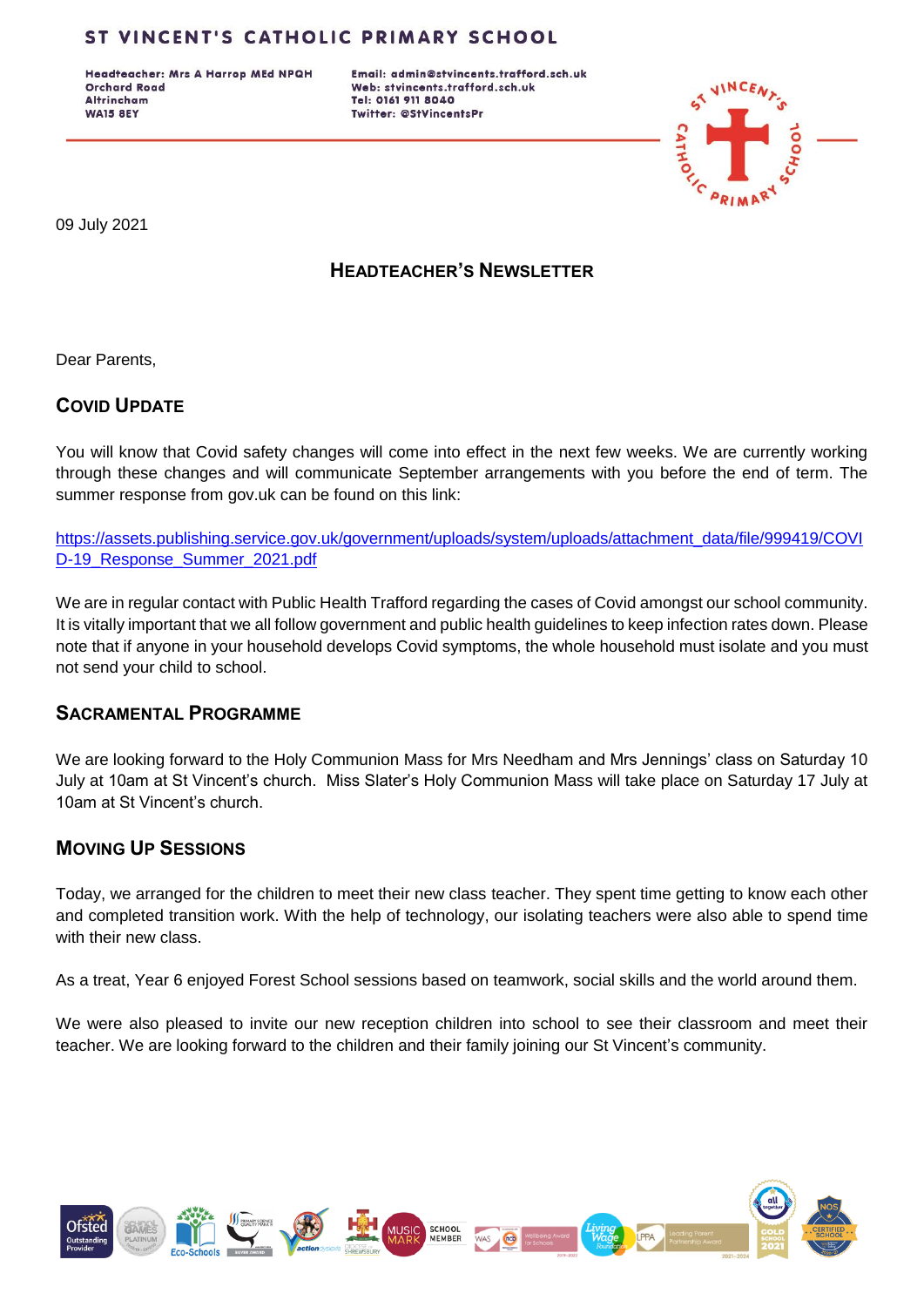# ST VINCENT'S CATHOLIC PRIMARY SCHOOL

**Headteacher: Mrs A Harrop MEd NPQH**
**Orchard Road**
**Altrincham**
**WA15 8EY**

**Email: admin@stvincents.trafford.sch.uk**
**Web: stvincents.trafford.sch.uk**
**Tel: 0161 911 8040**
**Twitter: @StVincentsPr**

09 July 2021

## HEADTEACHER'S NEWSLETTER

Dear Parents,

### COVID UPDATE

You will know that Covid safety changes will come into effect in the next few weeks. We are currently working through these changes and will communicate September arrangements with you before the end of term. The summer response from gov.uk can be found on this link:

https://assets.publishing.service.gov.uk/government/uploads/system/uploads/attachment_data/file/999419/COVID-19_Response_Summer_2021.pdf

We are in regular contact with Public Health Trafford regarding the cases of Covid amongst our school community. It is vitally important that we all follow government and public health guidelines to keep infection rates down. Please note that if anyone in your household develops Covid symptoms, the whole household must isolate and you must not send your child to school.

### SACRAMENTAL PROGRAMME

We are looking forward to the Holy Communion Mass for Mrs Needham and Mrs Jennings' class on Saturday 10 July at 10am at St Vincent's church. Miss Slater's Holy Communion Mass will take place on Saturday 17 July at 10am at St Vincent's church.

### MOVING UP SESSIONS

Today, we arranged for the children to meet their new class teacher. They spent time getting to know each other and completed transition work. With the help of technology, our isolating teachers were also able to spend time with their new class.

As a treat, Year 6 enjoyed Forest School sessions based on teamwork, social skills and the world around them.

We were also pleased to invite our new reception children into school to see their classroom and meet their teacher. We are looking forward to the children and their family joining our St Vincent's community.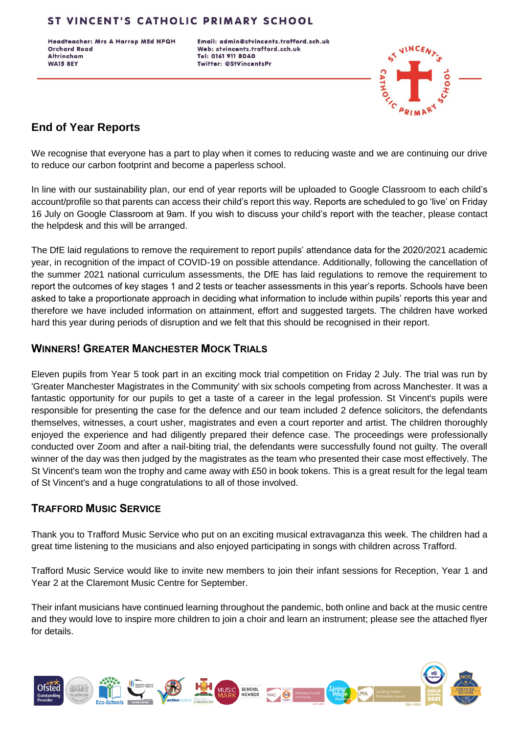# ST VINCENT'S CATHOLIC PRIMARY SCHOOL

**Headteacher: Mrs A Harrop MEd NPQH**
**Orchard Road**
**Altrincham**
**WA15 8EY**

**Email: admin@stvincents.trafford.sch.uk**
**Web: stvincents.trafford.sch.uk**
**Tel: 0161 911 8040**
**Twitter: @StVincentsPr**

## End of Year Reports

We recognise that everyone has a part to play when it comes to reducing waste and we are continuing our drive to reduce our carbon footprint and become a paperless school.

In line with our sustainability plan, our end of year reports will be uploaded to Google Classroom to each child's account/profile so that parents can access their child's report this way. Reports are scheduled to go 'live' on Friday 16 July on Google Classroom at 9am. If you wish to discuss your child's report with the teacher, please contact the helpdesk and this will be arranged.

The DfE laid regulations to remove the requirement to report pupils' attendance data for the 2020/2021 academic year, in recognition of the impact of COVID-19 on possible attendance. Additionally, following the cancellation of the summer 2021 national curriculum assessments, the DfE has laid regulations to remove the requirement to report the outcomes of key stages 1 and 2 tests or teacher assessments in this year's reports. Schools have been asked to take a proportionate approach in deciding what information to include within pupils' reports this year and therefore we have included information on attainment, effort and suggested targets. The children have worked hard this year during periods of disruption and we felt that this should be recognised in their report.

## WINNERS! GREATER MANCHESTER MOCK TRIALS

Eleven pupils from Year 5 took part in an exciting mock trial competition on Friday 2 July. The trial was run by 'Greater Manchester Magistrates in the Community' with six schools competing from across Manchester. It was a fantastic opportunity for our pupils to get a taste of a career in the legal profession. St Vincent's pupils were responsible for presenting the case for the defence and our team included 2 defence solicitors, the defendants themselves, witnesses, a court usher, magistrates and even a court reporter and artist. The children thoroughly enjoyed the experience and had diligently prepared their defence case. The proceedings were professionally conducted over Zoom and after a nail-biting trial, the defendants were successfully found not guilty. The overall winner of the day was then judged by the magistrates as the team who presented their case most effectively. The St Vincent's team won the trophy and came away with £50 in book tokens. This is a great result for the legal team of St Vincent's and a huge congratulations to all of those involved.

## TRAFFORD MUSIC SERVICE

Thank you to Trafford Music Service who put on an exciting musical extravaganza this week. The children had a great time listening to the musicians and also enjoyed participating in songs with children across Trafford.

Trafford Music Service would like to invite new members to join their infant sessions for Reception, Year 1 and Year 2 at the Claremont Music Centre for September.

Their infant musicians have continued learning throughout the pandemic, both online and back at the music centre and they would love to inspire more children to join a choir and learn an instrument; please see the attached flyer for details.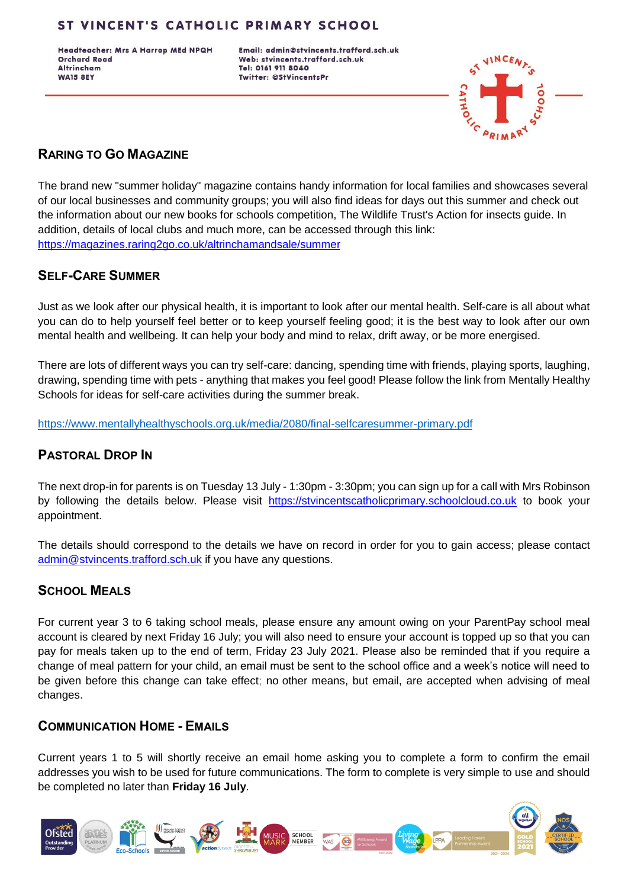# ST VINCENT'S CATHOLIC PRIMARY SCHOOL

**Headteacher: Mrs A Harrop MEd NPQH**
**Orchard Road**
**Altrincham**
**WA15 8EY**

**Email: admin@stvincents.trafford.sch.uk**
**Web: stvincents.trafford.sch.uk**
**Tel: 0161 911 8040**
**Twitter: @StVincentsPr**

## Raring to Go Magazine

The brand new "summer holiday" magazine contains handy information for local families and showcases several of our local businesses and community groups; you will also find ideas for days out this summer and check out the information about our new books for schools competition, The Wildlife Trust's Action for insects guide. In addition, details of local clubs and much more, can be accessed through this link: https://magazines.raring2go.co.uk/altrinchamandsale/summer

## Self-Care Summer

Just as we look after our physical health, it is important to look after our mental health. Self-care is all about what you can do to help yourself feel better or to keep yourself feeling good; it is the best way to look after our own mental health and wellbeing. It can help your body and mind to relax, drift away, or be more energised.

There are lots of different ways you can try self-care: dancing, spending time with friends, playing sports, laughing, drawing, spending time with pets - anything that makes you feel good! Please follow the link from Mentally Healthy Schools for ideas for self-care activities during the summer break.

https://www.mentallyhealthyschools.org.uk/media/2080/final-selfcaresummer-primary.pdf

## Pastoral Drop In

The next drop-in for parents is on Tuesday 13 July - 1:30pm - 3:30pm; you can sign up for a call with Mrs Robinson by following the details below. Please visit https://stvincentscatholicprimary.schoolcloud.co.uk to book your appointment.

The details should correspond to the details we have on record in order for you to gain access; please contact admin@stvincents.trafford.sch.uk if you have any questions.

## School Meals

For current year 3 to 6 taking school meals, please ensure any amount owing on your ParentPay school meal account is cleared by next Friday 16 July; you will also need to ensure your account is topped up so that you can pay for meals taken up to the end of term, Friday 23 July 2021. Please also be reminded that if you require a change of meal pattern for your child, an email must be sent to the school office and a week's notice will need to be given before this change can take effect; no other means, but email, are accepted when advising of meal changes.

## Communication Home - Emails

Current years 1 to 5 will shortly receive an email home asking you to complete a form to confirm the email addresses you wish to be used for future communications. The form to complete is very simple to use and should be completed no later than **Friday 16 July**.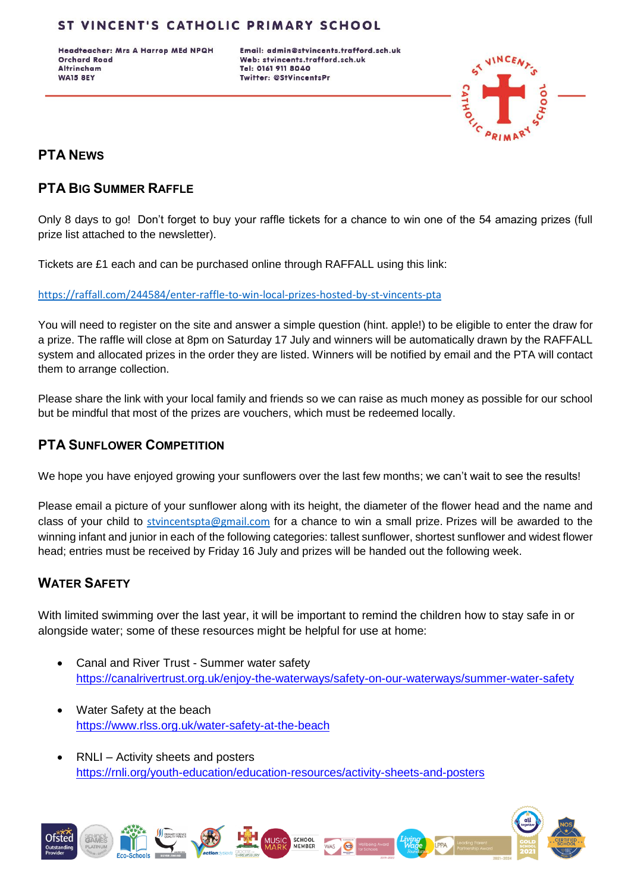ST VINCENT'S CATHOLIC PRIMARY SCHOOL

Headteacher: Mrs A Harrop MEd NPQH
Orchard Road
Altrincham
WA15 8EY

Email: admin@stvincents.trafford.sch.uk
Web: stvincents.trafford.sch.uk
Tel: 0161 911 8040
Twitter: @StVincentsPr

## PTA News

### PTA Big Summer Raffle

Only 8 days to go! Don't forget to buy your raffle tickets for a chance to win one of the 54 amazing prizes (full prize list attached to the newsletter).

Tickets are £1 each and can be purchased online through RAFFALL using this link:

https://raffall.com/244584/enter-raffle-to-win-local-prizes-hosted-by-st-vincents-pta

You will need to register on the site and answer a simple question (hint. apple!) to be eligible to enter the draw for a prize. The raffle will close at 8pm on Saturday 17 July and winners will be automatically drawn by the RAFFALL system and allocated prizes in the order they are listed. Winners will be notified by email and the PTA will contact them to arrange collection.

Please share the link with your local family and friends so we can raise as much money as possible for our school but be mindful that most of the prizes are vouchers, which must be redeemed locally.

### PTA Sunflower Competition

We hope you have enjoyed growing your sunflowers over the last few months; we can't wait to see the results!

Please email a picture of your sunflower along with its height, the diameter of the flower head and the name and class of your child to stvincentspta@gmail.com for a chance to win a small prize. Prizes will be awarded to the winning infant and junior in each of the following categories: tallest sunflower, shortest sunflower and widest flower head; entries must be received by Friday 16 July and prizes will be handed out the following week.

### Water Safety

With limited swimming over the last year, it will be important to remind the children how to stay safe in or alongside water; some of these resources might be helpful for use at home:

- Canal and River Trust - Summer water safety
  https://canalrivertrust.org.uk/enjoy-the-waterways/safety-on-our-waterways/summer-water-safety
- Water Safety at the beach
  https://www.rlss.org.uk/water-safety-at-the-beach
- RNLI – Activity sheets and posters
  https://rnli.org/youth-education/education-resources/activity-sheets-and-posters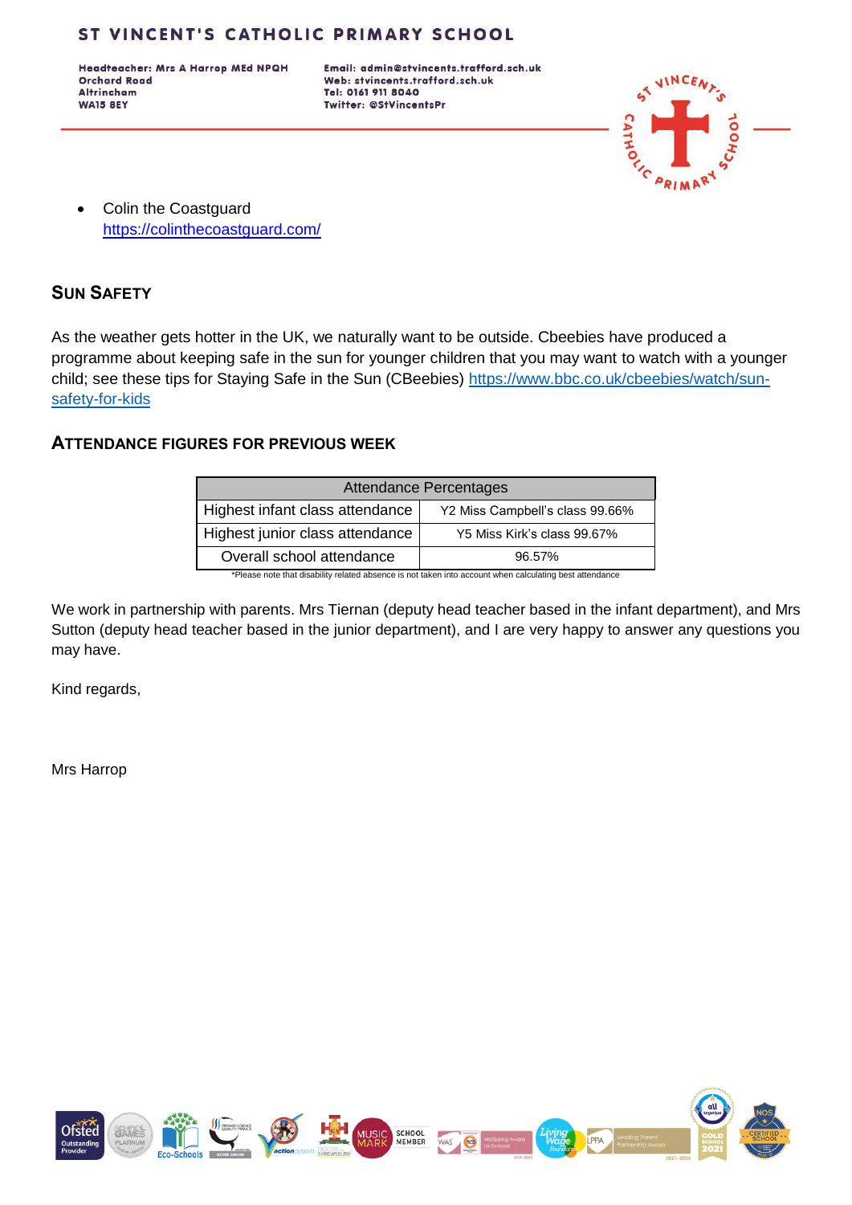- Colin the Coastguard
  https://colinthecoastguard.com/

## Sun Safety

As the weather gets hotter in the UK, we naturally want to be outside. Cbeebies have produced a programme about keeping safe in the sun for younger children that you may want to watch with a younger child; see these tips for Staying Safe in the Sun (CBeebies) https://www.bbc.co.uk/cbeebies/watch/sun-safety-for-kids

## Attendance Figures for Previous Week

| Attendance Percentages | |
|---|---|
| Highest infant class attendance | Y2 Miss Campbell's class 99.66% |
| Highest junior class attendance | Y5 Miss Kirk's class 99.67% |
| Overall school attendance | 96.57% |

*Please note that disability related absence is not taken into account when calculating best attendance

We work in partnership with parents. Mrs Tiernan (deputy head teacher based in the infant department), and Mrs Sutton (deputy head teacher based in the junior department), and I are very happy to answer any questions you may have.

Kind regards,

Mrs Harrop